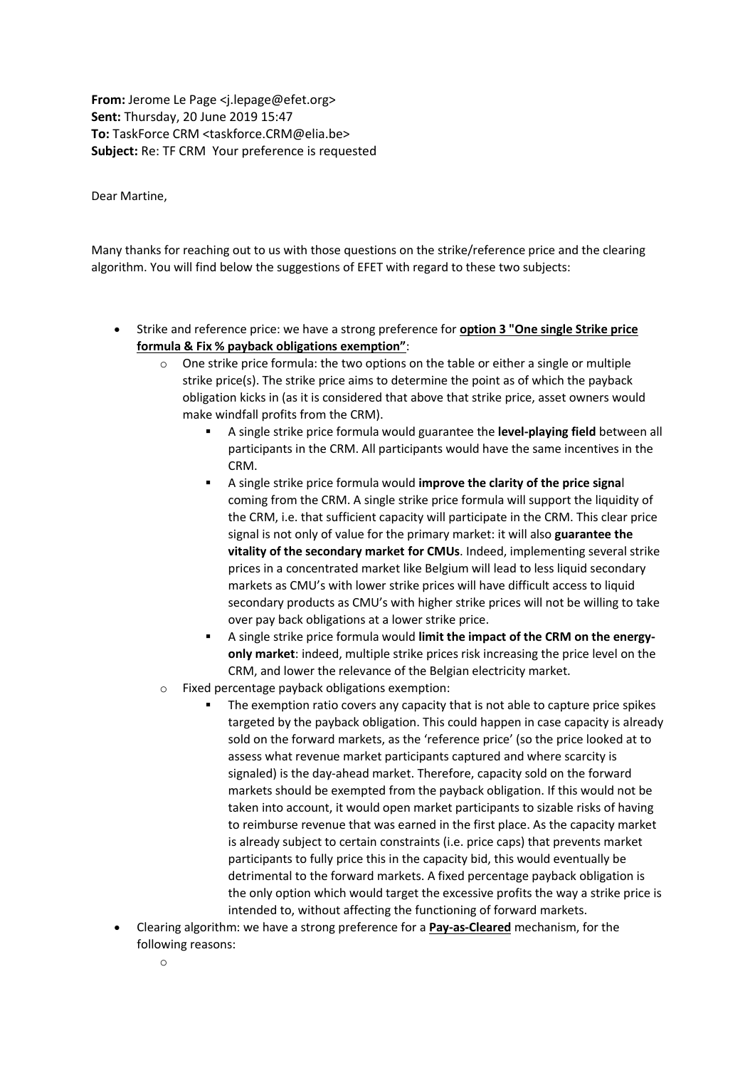**From:** Jerome Le Page <j.lepage@efet.org>
**Sent:** Thursday, 20 June 2019 15:47
**To:** TaskForce CRM <taskforce.CRM@elia.be>
**Subject:** Re: TF CRM Your preference is requested

Dear Martine,

Many thanks for reaching out to us with those questions on the strike/reference price and the clearing algorithm. You will find below the suggestions of EFET with regard to these two subjects:

- Strike and reference price: we have a strong preference for **option 3 "One single Strike price formula & Fix % payback obligations exemption"**:
  - One strike price formula: the two options on the table or either a single or multiple strike price(s). The strike price aims to determine the point as of which the payback obligation kicks in (as it is considered that above that strike price, asset owners would make windfall profits from the CRM).
    - A single strike price formula would guarantee the **level-playing field** between all participants in the CRM. All participants would have the same incentives in the CRM.
    - A single strike price formula would **improve the clarity of the price signal** coming from the CRM. A single strike price formula will support the liquidity of the CRM, i.e. that sufficient capacity will participate in the CRM. This clear price signal is not only of value for the primary market: it will also **guarantee the vitality of the secondary market for CMUs**. Indeed, implementing several strike prices in a concentrated market like Belgium will lead to less liquid secondary markets as CMU's with lower strike prices will have difficult access to liquid secondary products as CMU's with higher strike prices will not be willing to take over pay back obligations at a lower strike price.
    - A single strike price formula would **limit the impact of the CRM on the energy-only market**: indeed, multiple strike prices risk increasing the price level on the CRM, and lower the relevance of the Belgian electricity market.
  - Fixed percentage payback obligations exemption:
    - The exemption ratio covers any capacity that is not able to capture price spikes targeted by the payback obligation. This could happen in case capacity is already sold on the forward markets, as the 'reference price' (so the price looked at to assess what revenue market participants captured and where scarcity is signaled) is the day-ahead market. Therefore, capacity sold on the forward markets should be exempted from the payback obligation. If this would not be taken into account, it would open market participants to sizable risks of having to reimburse revenue that was earned in the first place. As the capacity market is already subject to certain constraints (i.e. price caps) that prevents market participants to fully price this in the capacity bid, this would eventually be detrimental to the forward markets. A fixed percentage payback obligation is the only option which would target the excessive profits the way a strike price is intended to, without affecting the functioning of forward markets.
- Clearing algorithm: we have a strong preference for a **Pay-as-Cleared** mechanism, for the following reasons:
  -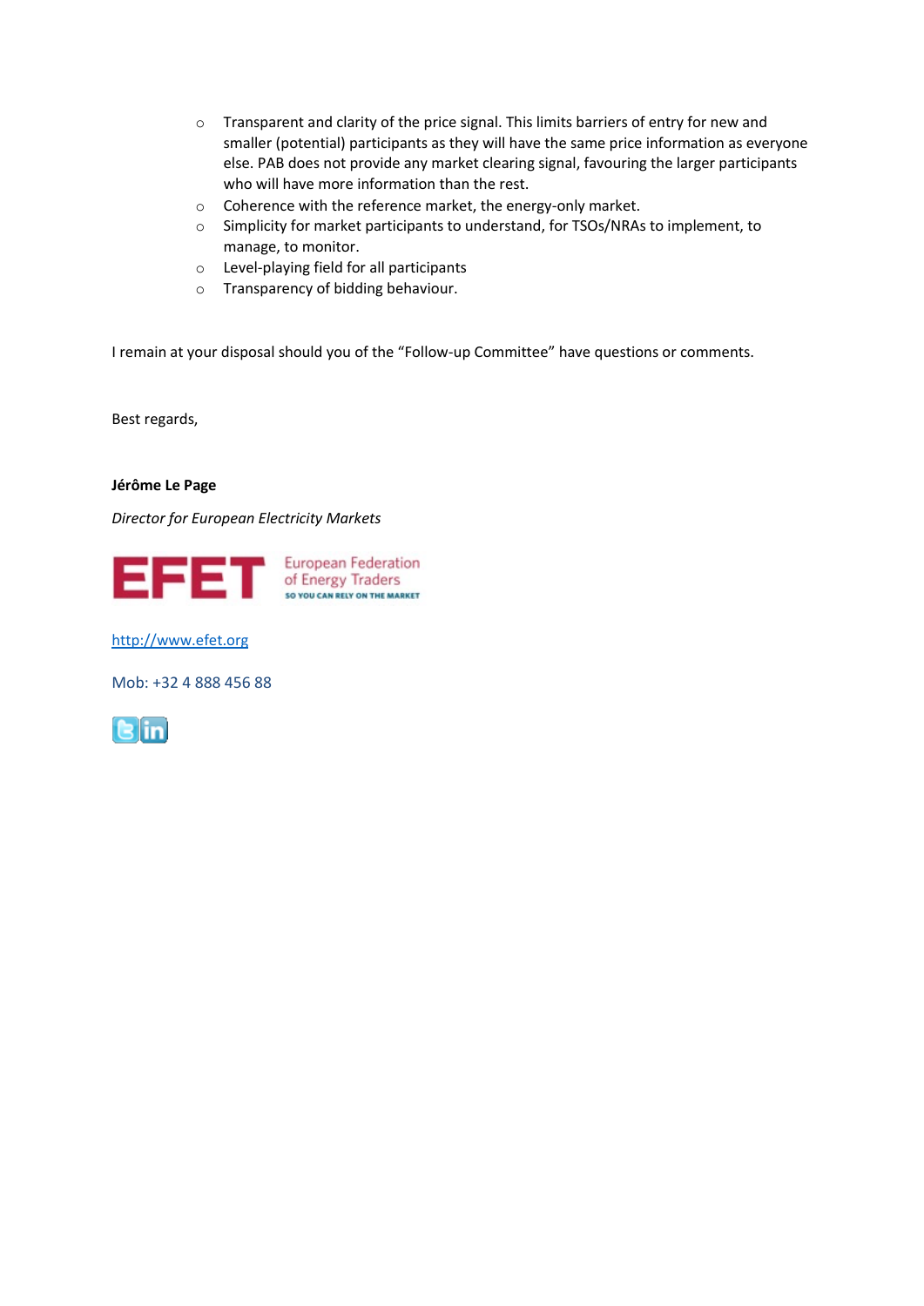- Transparent and clarity of the price signal. This limits barriers of entry for new and smaller (potential) participants as they will have the same price information as everyone else. PAB does not provide any market clearing signal, favouring the larger participants who will have more information than the rest.
- Coherence with the reference market, the energy-only market.
- Simplicity for market participants to understand, for TSOs/NRAs to implement, to manage, to monitor.
- Level-playing field for all participants
- Transparency of bidding behaviour.

I remain at your disposal should you of the "Follow-up Committee" have questions or comments.

Best regards,

**Jérôme Le Page**

*Director for European Electricity Markets*

EFET European Federation of Energy Traders
SO YOU CAN RELY ON THE MARKET

http://www.efet.org

Mob: +32 4 888 456 88